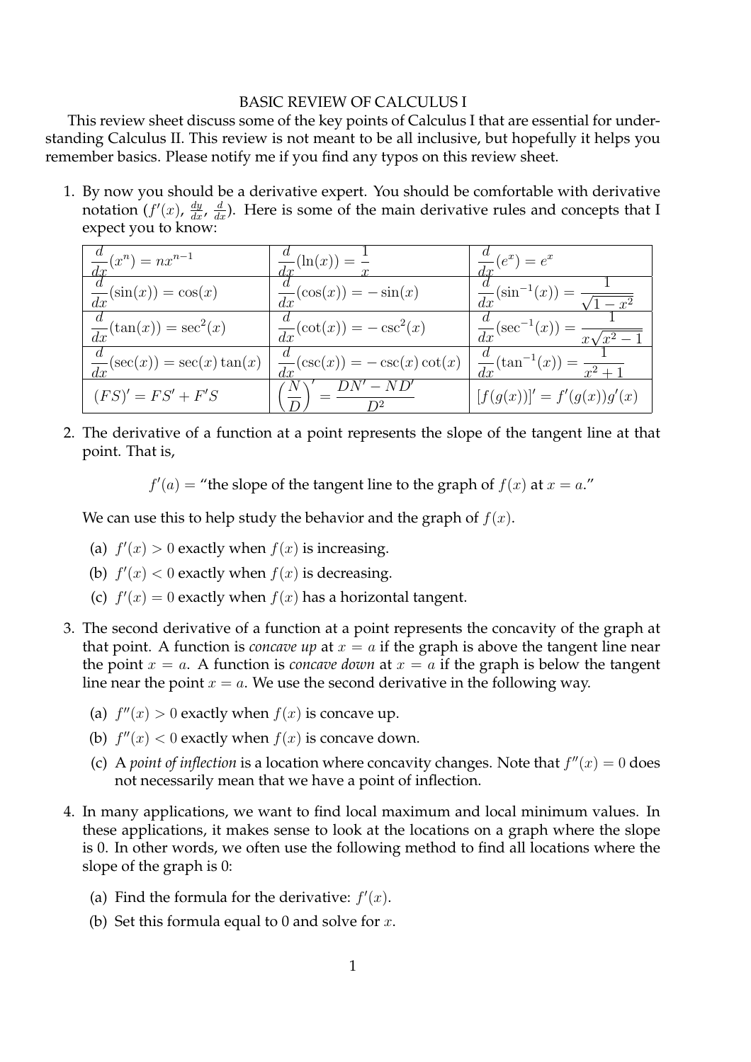# BASIC REVIEW OF CALCULUS I

This review sheet discuss some of the key points of Calculus I that are essential for understanding Calculus II. This review is not meant to be all inclusive, but hopefully it helps you remember basics. Please notify me if you find any typos on this review sheet.

1. By now you should be a derivative expert. You should be comfortable with derivative notation ($f'(x)$, $\frac{dy}{dx}$, $\frac{d}{dx}$). Here is some of the main derivative rules and concepts that I expect you to know:

| | | |
|---|---|---|
| $\frac{d}{dx}(x^n) = nx^{n-1}$ | $\frac{d}{dx}(\ln(x)) = \frac{1}{x}$ | $\frac{d}{dx}(e^x) = e^x$ |
| $\frac{d}{dx}(\sin(x)) = \cos(x)$ | $\frac{d}{dx}(\cos(x)) = -\sin(x)$ | $\frac{d}{dx}(\sin^{-1}(x)) = \frac{1}{\sqrt{1-x^2}}$ |
| $\frac{d}{dx}(\tan(x)) = \sec^2(x)$ | $\frac{d}{dx}(\cot(x)) = -\csc^2(x)$ | $\frac{d}{dx}(\sec^{-1}(x)) = \frac{1}{x\sqrt{x^2-1}}$ |
| $\frac{d}{dx}(\sec(x)) = \sec(x)\tan(x)$ | $\frac{d}{dx}(\csc(x)) = -\csc(x)\cot(x)$ | $\frac{d}{dx}(\tan^{-1}(x)) = \frac{1}{x^2+1}$ |
| $(FS)' = FS' + F'S$ | $\left(\frac{N}{D}\right)' = \frac{DN' - ND'}{D^2}$ | $[f(g(x))]' = f'(g(x))g'(x)$ |

2. The derivative of a function at a point represents the slope of the tangent line at that point. That is,

$$f'(a) = \text{“the slope of the tangent line to the graph of } f(x) \text{ at } x = a.\text{”}$$

   We can use this to help study the behavior and the graph of $f(x)$.

   (a) $f'(x) > 0$ exactly when $f(x)$ is increasing.

   (b) $f'(x) < 0$ exactly when $f(x)$ is decreasing.

   (c) $f'(x) = 0$ exactly when $f(x)$ has a horizontal tangent.

3. The second derivative of a function at a point represents the concavity of the graph at that point. A function is *concave up* at $x = a$ if the graph is above the tangent line near the point $x = a$. A function is *concave down* at $x = a$ if the graph is below the tangent line near the point $x = a$. We use the second derivative in the following way.

   (a) $f''(x) > 0$ exactly when $f(x)$ is concave up.

   (b) $f''(x) < 0$ exactly when $f(x)$ is concave down.

   (c) A *point of inflection* is a location where concavity changes. Note that $f''(x) = 0$ does not necessarily mean that we have a point of inflection.

4. In many applications, we want to find local maximum and local minimum values. In these applications, it makes sense to look at the locations on a graph where the slope is 0. In other words, we often use the following method to find all locations where the slope of the graph is 0:

   (a) Find the formula for the derivative: $f'(x)$.

   (b) Set this formula equal to 0 and solve for $x$.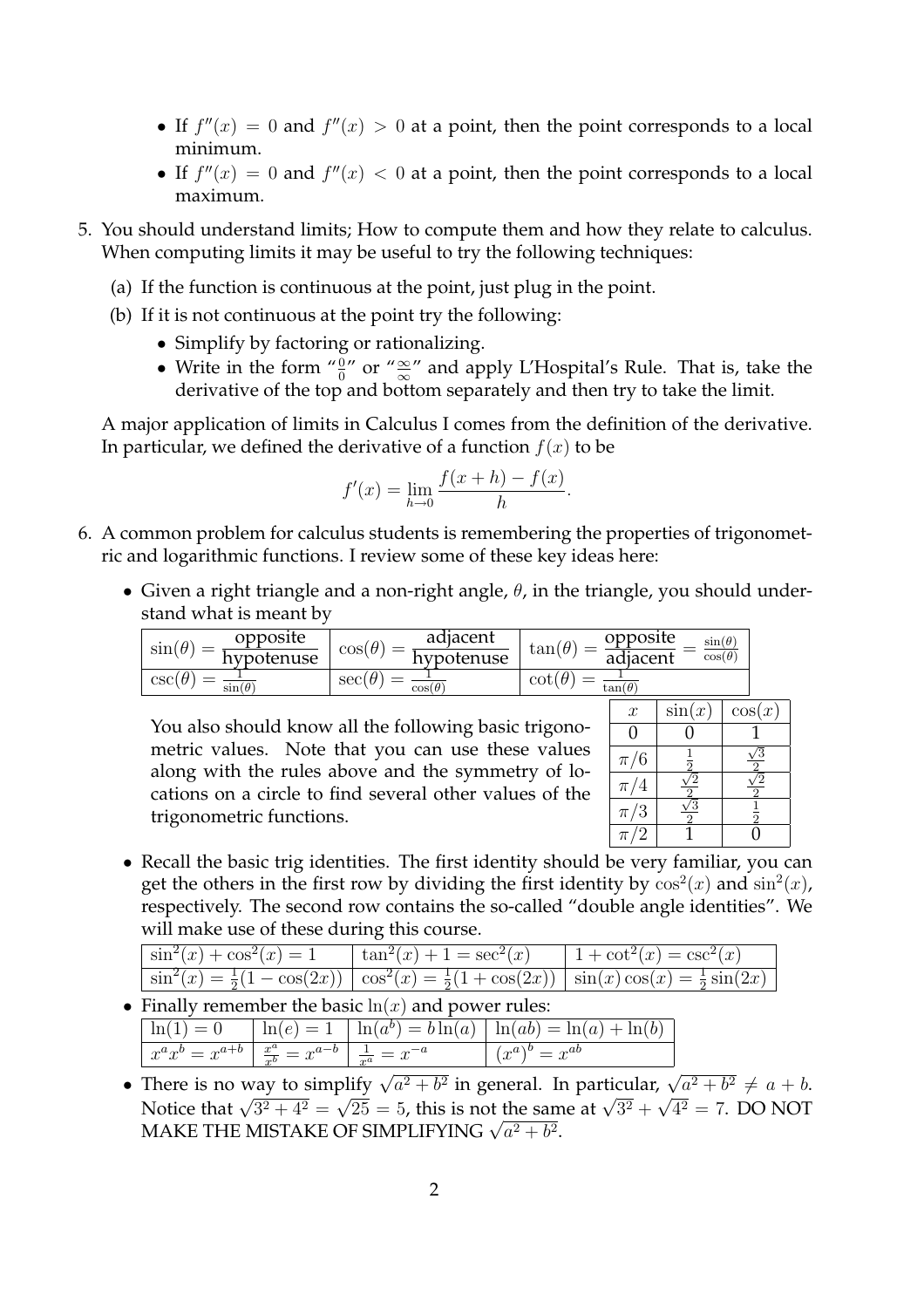- If $f''(x) = 0$ and $f''(x) > 0$ at a point, then the point corresponds to a local minimum.
- If $f''(x) = 0$ and $f''(x) < 0$ at a point, then the point corresponds to a local maximum.

5. You should understand limits; How to compute them and how they relate to calculus. When computing limits it may be useful to try the following techniques:

   (a) If the function is continuous at the point, just plug in the point.

   (b) If it is not continuous at the point try the following:

   - Simplify by factoring or rationalizing.
   - Write in the form "$\frac{0}{0}$" or "$\frac{\infty}{\infty}$" and apply L'Hospital's Rule. That is, take the derivative of the top and bottom separately and then try to take the limit.

   A major application of limits in Calculus I comes from the definition of the derivative. In particular, we defined the derivative of a function $f(x)$ to be

   $$f'(x) = \lim_{h \to 0} \frac{f(x+h) - f(x)}{h}.$$

6. A common problem for calculus students is remembering the properties of trigonometric and logarithmic functions. I review some of these key ideas here:

   - Given a right triangle and a non-right angle, $\theta$, in the triangle, you should understand what is meant by

| | | |
|---|---|---|
| $\sin(\theta) = \frac{\text{opposite}}{\text{hypotenuse}}$ | $\cos(\theta) = \frac{\text{adjacent}}{\text{hypotenuse}}$ | $\tan(\theta) = \frac{\text{opposite}}{\text{adjacent}} = \frac{\sin(\theta)}{\cos(\theta)}$ |
| $\csc(\theta) = \frac{1}{\sin(\theta)}$ | $\sec(\theta) = \frac{1}{\cos(\theta)}$ | $\cot(\theta) = \frac{1}{\tan(\theta)}$ |

   You also should know all the following basic trigonometric values. Note that you can use these values along with the rules above and the symmetry of locations on a circle to find several other values of the trigonometric functions.

| $x$ | $\sin(x)$ | $\cos(x)$ |
|---|---|---|
| $0$ | $0$ | $1$ |
| $\pi/6$ | $\frac{1}{2}$ | $\frac{\sqrt{3}}{2}$ |
| $\pi/4$ | $\frac{\sqrt{2}}{2}$ | $\frac{\sqrt{2}}{2}$ |
| $\pi/3$ | $\frac{\sqrt{3}}{2}$ | $\frac{1}{2}$ |
| $\pi/2$ | $1$ | $0$ |

   - Recall the basic trig identities. The first identity should be very familiar, you can get the others in the first row by dividing the first identity by $\cos^2(x)$ and $\sin^2(x)$, respectively. The second row contains the so-called "double angle identities". We will make use of these during this course.

| | | |
|---|---|---|
| $\sin^2(x) + \cos^2(x) = 1$ | $\tan^2(x) + 1 = \sec^2(x)$ | $1 + \cot^2(x) = \csc^2(x)$ |
| $\sin^2(x) = \frac{1}{2}(1 - \cos(2x))$ | $\cos^2(x) = \frac{1}{2}(1 + \cos(2x))$ | $\sin(x)\cos(x) = \frac{1}{2}\sin(2x)$ |

   - Finally remember the basic $\ln(x)$ and power rules:

| | | | |
|---|---|---|---|
| $\ln(1) = 0$ | $\ln(e) = 1$ | $\ln(a^b) = b\ln(a)$ | $\ln(ab) = \ln(a) + \ln(b)$ |
| $x^a x^b = x^{a+b}$ | $\frac{x^a}{x^b} = x^{a-b}$ | $\frac{1}{x^a} = x^{-a}$ | $(x^a)^b = x^{ab}$ |

   - There is no way to simplify $\sqrt{a^2 + b^2}$ in general. In particular, $\sqrt{a^2 + b^2} \neq a + b$. Notice that $\sqrt{3^2 + 4^2} = \sqrt{25} = 5$, this is not the same at $\sqrt{3^2} + \sqrt{4^2} = 7$. DO NOT MAKE THE MISTAKE OF SIMPLIFYING $\sqrt{a^2 + b^2}$.